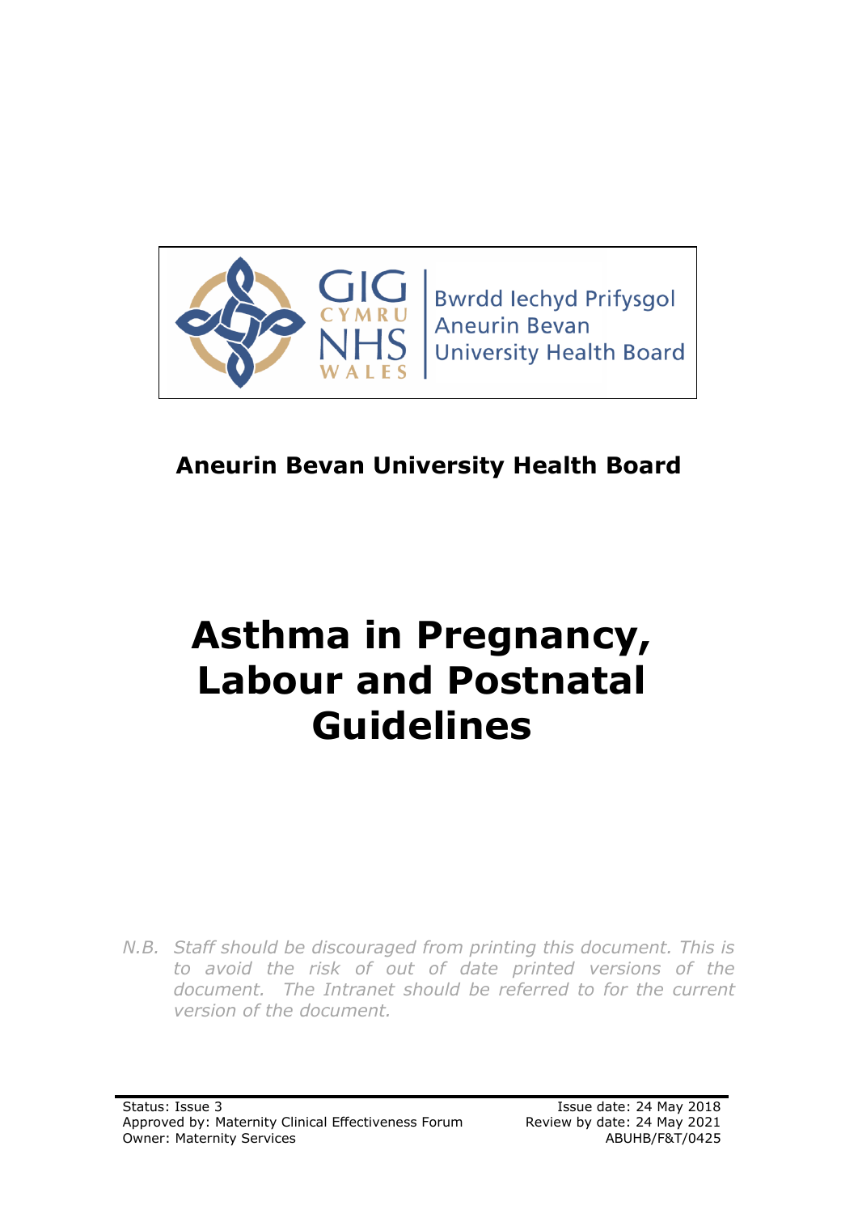GIG CYMRU NHS WALES | Bwrdd Iechyd Prifysgol Aneurin Bevan University Health Board

**Aneurin Bevan University Health Board**

# Asthma in Pregnancy, Labour and Postnatal Guidelines

*N.B. Staff should be discouraged from printing this document. This is to avoid the risk of out of date printed versions of the document. The Intranet should be referred to for the current version of the document.*

Status: Issue 3
Approved by: Maternity Clinical Effectiveness Forum
Owner: Maternity Services

Issue date: 24 May 2018
Review by date: 24 May 2021
ABUHB/F&T/0425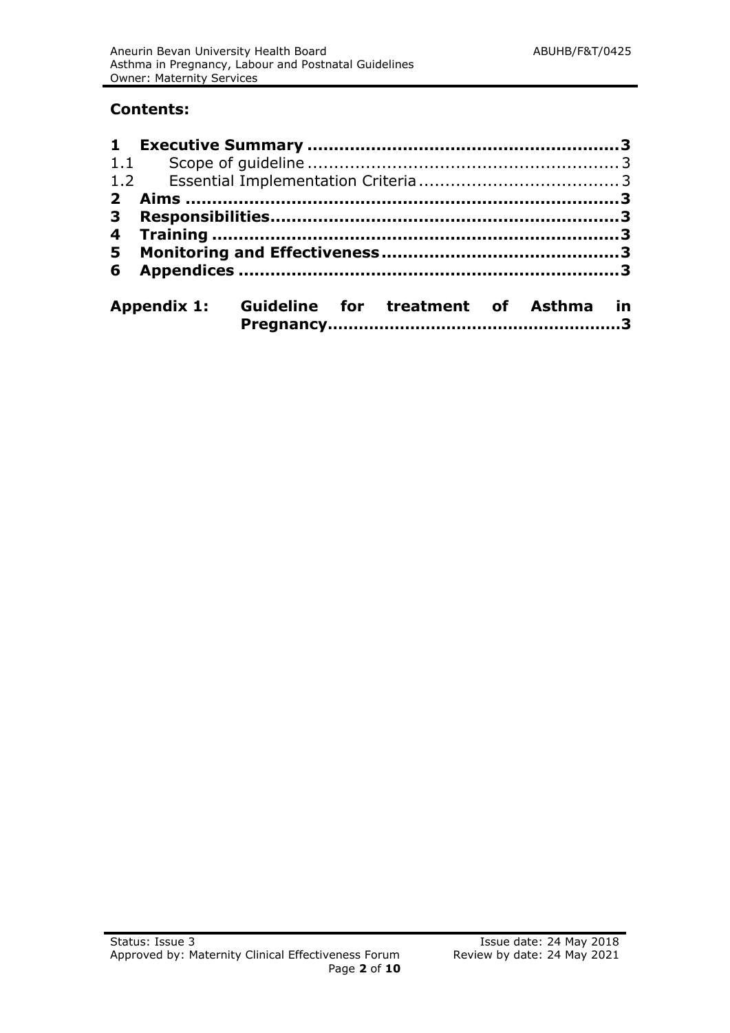## Contents:

**1 Executive Summary ......................................................3**

1.1 Scope of guideline ......................................................3

1.2 Essential Implementation Criteria ......................................3

**2 Aims ..........................................................................3**

**3 Responsibilities..........................................................3**

**4 Training .....................................................................3**

**5 Monitoring and Effectiveness .......................................3**

**6 Appendices .................................................................3**

**Appendix 1: Guideline for treatment of Asthma in Pregnancy.................................................3**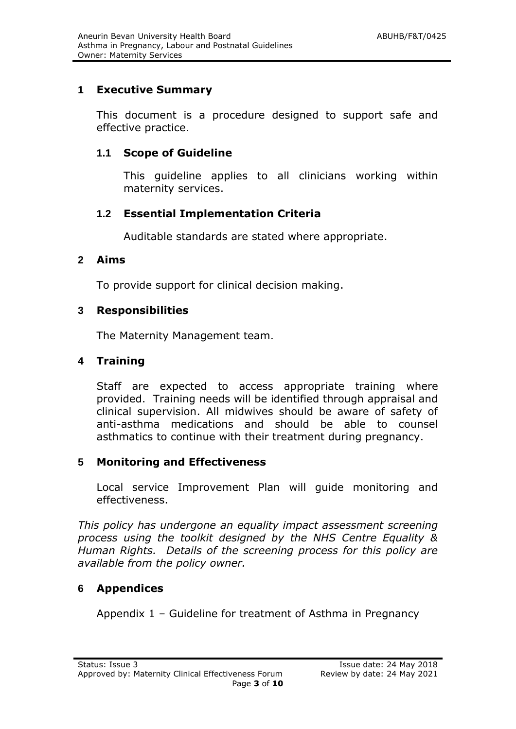## 1 Executive Summary

This document is a procedure designed to support safe and effective practice.

### 1.1 Scope of Guideline

This guideline applies to all clinicians working within maternity services.

### 1.2 Essential Implementation Criteria

Auditable standards are stated where appropriate.

## 2 Aims

To provide support for clinical decision making.

## 3 Responsibilities

The Maternity Management team.

## 4 Training

Staff are expected to access appropriate training where provided. Training needs will be identified through appraisal and clinical supervision. All midwives should be aware of safety of anti-asthma medications and should be able to counsel asthmatics to continue with their treatment during pregnancy.

## 5 Monitoring and Effectiveness

Local service Improvement Plan will guide monitoring and effectiveness.

*This policy has undergone an equality impact assessment screening process using the toolkit designed by the NHS Centre Equality & Human Rights. Details of the screening process for this policy are available from the policy owner.*

## 6 Appendices

Appendix 1 – Guideline for treatment of Asthma in Pregnancy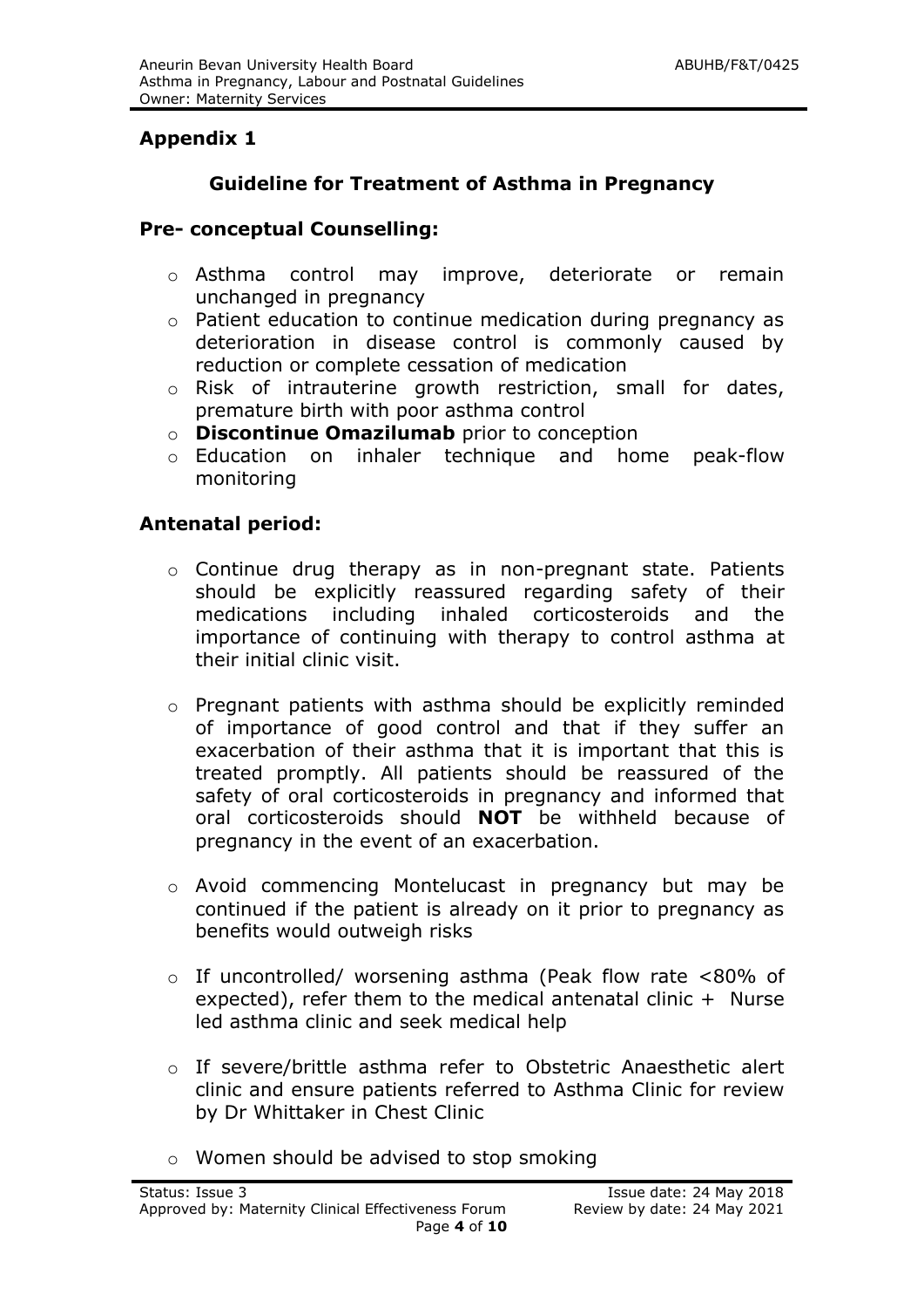## Appendix 1

### Guideline for Treatment of Asthma in Pregnancy

#### Pre- conceptual Counselling:

- Asthma control may improve, deteriorate or remain unchanged in pregnancy
- Patient education to continue medication during pregnancy as deterioration in disease control is commonly caused by reduction or complete cessation of medication
- Risk of intrauterine growth restriction, small for dates, premature birth with poor asthma control
- **Discontinue Omazilumab** prior to conception
- Education on inhaler technique and home peak-flow monitoring

#### Antenatal period:

- Continue drug therapy as in non-pregnant state. Patients should be explicitly reassured regarding safety of their medications including inhaled corticosteroids and the importance of continuing with therapy to control asthma at their initial clinic visit.

- Pregnant patients with asthma should be explicitly reminded of importance of good control and that if they suffer an exacerbation of their asthma that it is important that this is treated promptly. All patients should be reassured of the safety of oral corticosteroids in pregnancy and informed that oral corticosteroids should **NOT** be withheld because of pregnancy in the event of an exacerbation.

- Avoid commencing Montelucast in pregnancy but may be continued if the patient is already on it prior to pregnancy as benefits would outweigh risks

- If uncontrolled/ worsening asthma (Peak flow rate <80% of expected), refer them to the medical antenatal clinic + Nurse led asthma clinic and seek medical help

- If severe/brittle asthma refer to Obstetric Anaesthetic alert clinic and ensure patients referred to Asthma Clinic for review by Dr Whittaker in Chest Clinic

- Women should be advised to stop smoking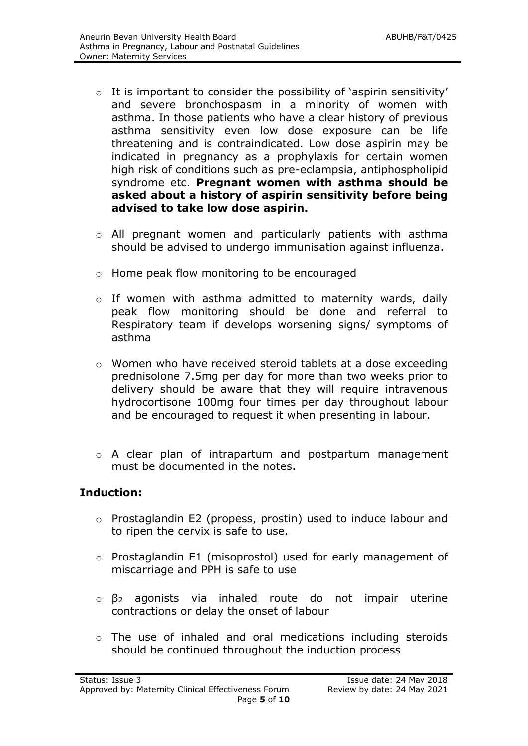- It is important to consider the possibility of 'aspirin sensitivity' and severe bronchospasm in a minority of women with asthma. In those patients who have a clear history of previous asthma sensitivity even low dose exposure can be life threatening and is contraindicated. Low dose aspirin may be indicated in pregnancy as a prophylaxis for certain women high risk of conditions such as pre-eclampsia, antiphospholipid syndrome etc. **Pregnant women with asthma should be asked about a history of aspirin sensitivity before being advised to take low dose aspirin.**

- All pregnant women and particularly patients with asthma should be advised to undergo immunisation against influenza.

- Home peak flow monitoring to be encouraged

- If women with asthma admitted to maternity wards, daily peak flow monitoring should be done and referral to Respiratory team if develops worsening signs/ symptoms of asthma

- Women who have received steroid tablets at a dose exceeding prednisolone 7.5mg per day for more than two weeks prior to delivery should be aware that they will require intravenous hydrocortisone 100mg four times per day throughout labour and be encouraged to request it when presenting in labour.

- A clear plan of intrapartum and postpartum management must be documented in the notes.

## Induction:

- Prostaglandin E2 (propess, prostin) used to induce labour and to ripen the cervix is safe to use.

- Prostaglandin E1 (misoprostol) used for early management of miscarriage and PPH is safe to use

- $\beta_2$ agonists via inhaled route do not impair uterine contractions or delay the onset of labour

- The use of inhaled and oral medications including steroids should be continued throughout the induction process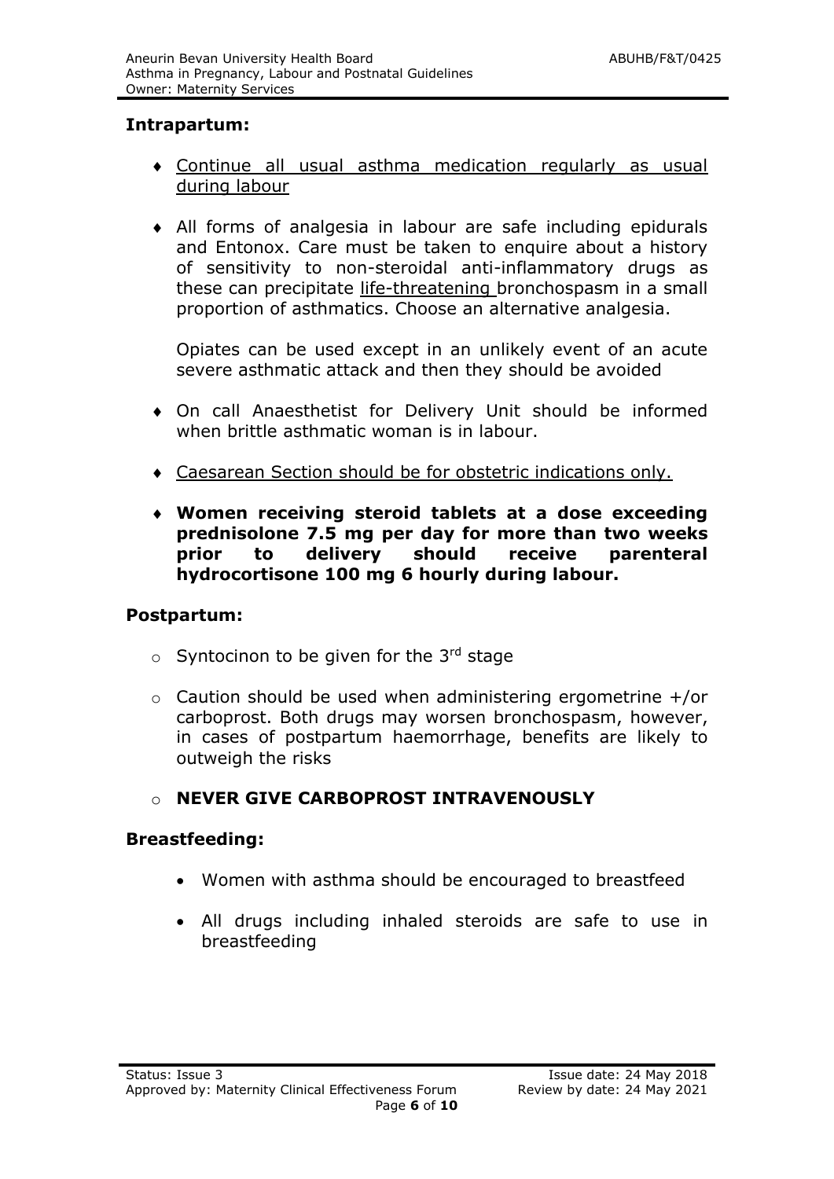## Intrapartum:

- Continue all usual asthma medication regularly as usual during labour

- All forms of analgesia in labour are safe including epidurals and Entonox. Care must be taken to enquire about a history of sensitivity to non-steroidal anti-inflammatory drugs as these can precipitate life-threatening bronchospasm in a small proportion of asthmatics. Choose an alternative analgesia.

  Opiates can be used except in an unlikely event of an acute severe asthmatic attack and then they should be avoided

- On call Anaesthetist for Delivery Unit should be informed when brittle asthmatic woman is in labour.

- Caesarean Section should be for obstetric indications only.

- **Women receiving steroid tablets at a dose exceeding prednisolone 7.5 mg per day for more than two weeks prior to delivery should receive parenteral hydrocortisone 100 mg 6 hourly during labour.**

## Postpartum:

- Syntocinon to be given for the 3rd stage

- Caution should be used when administering ergometrine +/or carboprost. Both drugs may worsen bronchospasm, however, in cases of postpartum haemorrhage, benefits are likely to outweigh the risks

- **NEVER GIVE CARBOPROST INTRAVENOUSLY**

## Breastfeeding:

- Women with asthma should be encouraged to breastfeed

- All drugs including inhaled steroids are safe to use in breastfeeding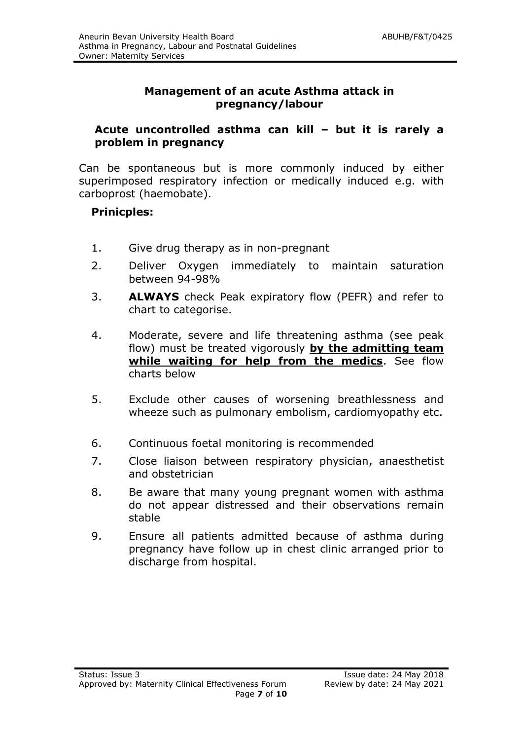## Management of an acute Asthma attack in pregnancy/labour

### Acute uncontrolled asthma can kill – but it is rarely a problem in pregnancy

Can be spontaneous but is more commonly induced by either superimposed respiratory infection or medically induced e.g. with carboprost (haemobate).

**Prinicples:**

1. Give drug therapy as in non-pregnant
2. Deliver Oxygen immediately to maintain saturation between 94-98%
3. **ALWAYS** check Peak expiratory flow (PEFR) and refer to chart to categorise.
4. Moderate, severe and life threatening asthma (see peak flow) must be treated vigorously **by the admitting team while waiting for help from the medics**. See flow charts below
5. Exclude other causes of worsening breathlessness and wheeze such as pulmonary embolism, cardiomyopathy etc.
6. Continuous foetal monitoring is recommended
7. Close liaison between respiratory physician, anaesthetist and obstetrician
8. Be aware that many young pregnant women with asthma do not appear distressed and their observations remain stable
9. Ensure all patients admitted because of asthma during pregnancy have follow up in chest clinic arranged prior to discharge from hospital.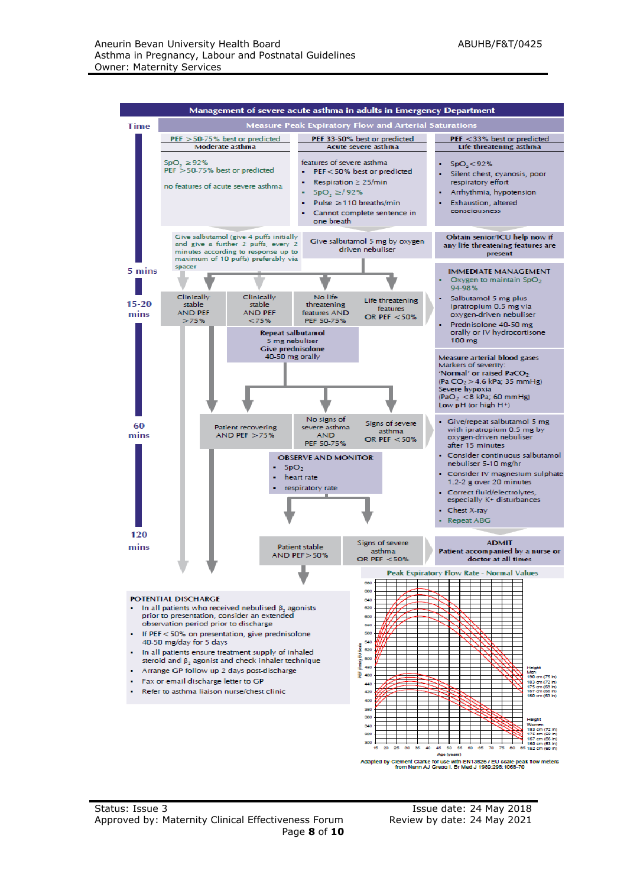# Management of severe acute asthma in adults in Emergency Department

## Measure Peak Expiratory Flow and Arterial Saturations

**Time**

### PEF > 50-75% best or predicted — Moderate asthma

$SpO_2 \geq 92\%$
PEF > 50-75% best or predicted

no features of acute severe asthma

Give salbutamol (give 4 puffs initially and give a further 2 puffs, every 2 minutes according to response up to maximum of 10 puffs) preferably via spacer

### PEF 33-50% best or predicted — Acute severe asthma

features of severe asthma

- PEF < 50% best or predicted
- Respiration ≥ 25/min
- $SpO_2 \geq / 92\%$
- Pulse ≥ 110 breaths/min
- Cannot complete sentence in one breath

Give salbutamol 5 mg by oxygen driven nebuliser

### PEF < 33% best or predicted — Life threatening asthma

- $SpO_2 < 92\%$
- Silent chest, cyanosis, poor respiratory effort
- Arrhythmia, hypotension
- Exhaustion, altered consciousness

Obtain senior/ICU help now if any life threatening features are present

**5 mins**

**IMMEDIATE MANAGEMENT**

- Oxygen to maintain $SpO_2$ 94-98%
- Salbutamol 5 mg plus ipratropium 0.5 mg via oxygen-driven nebuliser
- Prednisolone 40-50 mg orally or IV hydrocortisone 100 mg

**15-20 mins**

- Clinically stable AND PEF > 75%
- Clinically stable AND PEF < 75%
- No life threatening features AND PEF 50-75%
- Life threatening features OR PEF < 50%

**Repeat salbutamol** 5 mg nebuliser
**Give prednisolone** 40-50 mg orally

**Measure arterial blood gases**
Markers of severity:
'Normal' or raised $PaCO_2$
($PaCO_2$ > 4.6 kPa; 35 mmHg)
Severe hypoxia
($PaO_2$ < 8 kPa; 60 mmHg)
Low pH (or high $H^+$)

**60 mins**

- Patient recovering AND PEF > 75%
- No signs of severe asthma AND PEF 50-75%
- Signs of severe asthma OR PEF < 50%

- Give/repeat salbutamol 5 mg with ipratropium 0.5 mg by oxygen-driven nebuliser after 15 minutes
- Consider continuous salbutamol nebuliser 5-10 mg/hr
- Consider IV magnesium sulphate 1.2-2 g over 20 minutes
- Correct fluid/electrolytes, especially $K^+$ disturbances
- Chest X-ray
- Repeat ABG

**OBSERVE AND MONITOR**

- $SpO_2$
- heart rate
- respiratory rate

**120 mins**

- Patient stable AND PEF > 50%
- Signs of severe asthma OR PEF < 50%

**ADMIT**
Patient accompanied by a nurse or doctor at all times

### POTENTIAL DISCHARGE

- In all patients who received nebulised $\beta_2$ agonists prior to presentation, consider an extended observation period prior to discharge
- If PEF < 50% on presentation, give prednisolone 40-50 mg/day for 5 days
- In all patients ensure treatment supply of inhaled steroid and $\beta_2$ agonist and check inhaler technique
- Arrange GP follow up 2 days post-discharge
- Fax or email discharge letter to GP
- Refer to asthma liaison nurse/chest clinic

### Peak Expiratory Flow Rate - Normal Values

PEF (l/min) EU Scale vs Age (years) 15–85; Height Men: 190 cm (75 in), 183 cm (72 in), 175 cm (69 in), 167 cm (66 in), 160 cm (63 in); Height Women: 183 cm (72 in), 175 cm (69 in), 167 cm (66 in), 160 cm (63 in), 152 cm (60 in)

Adapted by Clement Clarke for use with EN13826 / EU scale peak flow meters from Nunn AJ Gregg I, Br Med J 1989:298;1068-70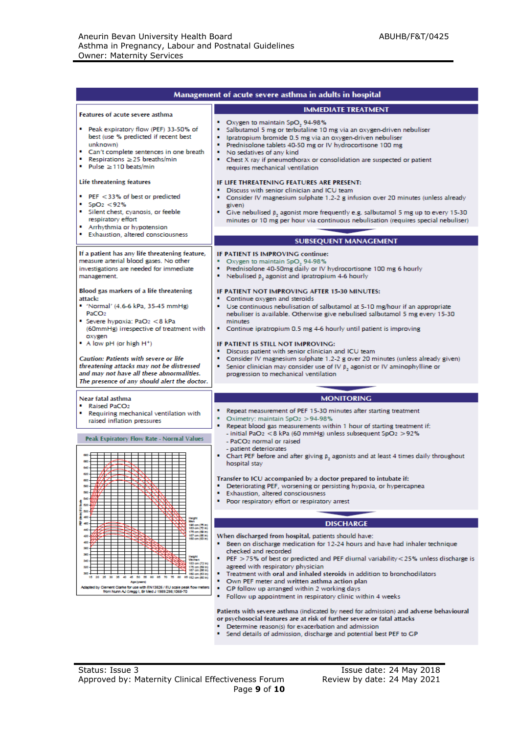# Management of acute severe asthma in adults in hospital

### Features of acute severe asthma

- Peak expiratory flow (PEF) 33-50% of best (use % predicted if recent best unknown)
- Can't complete sentences in one breath
- Respirations ≥25 breaths/min
- Pulse ≥110 beats/min

### Life threatening features

- PEF <33% of best or predicted
- $SpO_2$ <92%
- Silent chest, cyanosis, or feeble respiratory effort
- Arrhythmia or hypotension
- Exhaustion, altered consciousness

If a patient has any life threatening feature, measure arterial blood gases. No other investigations are needed for immediate management.

**Blood gas markers of a life threatening attack:**

- 'Normal' (4.6-6 kPa, 35-45 mmHg) $PaCO_2$
- Severe hypoxia: $PaO_2$ <8 kPa (60mmHg) irrespective of treatment with oxygen
- A low pH (or high $H^+$)

***Caution: Patients with severe or life threatening attacks may not be distressed and may not have all these abnormalities. The presence of any should alert the doctor.***

### Near fatal asthma

- Raised $PaCO_2$
- Requiring mechanical ventilation with raised inflation pressures

### Peak Expiratory Flow Rate - Normal Values

Adapted by Clement Clarke for use with EN13826 / EU scale peak flow meters from Nunn AJ Gregg I, Br Med J 1989:298;1068-70

## IMMEDIATE TREATMENT

- Oxygen to maintain $SpO_2$ 94-98%
- Salbutamol 5 mg or terbutaline 10 mg via an oxygen-driven nebuliser
- Ipratropium bromide 0.5 mg via an oxygen-driven nebuliser
- Prednisolone tablets 40-50 mg or IV hydrocortisone 100 mg
- No sedatives of any kind
- Chest X ray if pneumothorax or consolidation are suspected or patient requires mechanical ventilation

**IF LIFE THREATENING FEATURES ARE PRESENT:**

- Discuss with senior clinician and ICU team
- Consider IV magnesium sulphate 1.2-2 g infusion over 20 minutes (unless already given)
- Give nebulised $\beta_2$ agonist more frequently e.g. salbutamol 5 mg up to every 15-30 minutes or 10 mg per hour via continuous nebulisation (requires special nebuliser)

## SUBSEQUENT MANAGEMENT

**IF PATIENT IS IMPROVING continue:**

- Oxygen to maintain $SpO_2$ 94-98%
- Prednisolone 40-50mg daily or IV hydrocortisone 100 mg 6 hourly
- Nebulised $\beta_2$ agonist and ipratropium 4-6 hourly

**IF PATIENT NOT IMPROVING AFTER 15-30 MINUTES:**

- Continue oxygen and steroids
- Use continuous nebulisation of salbutamol at 5-10 mg/hour if an appropriate nebuliser is available. Otherwise give nebulised salbutamol 5 mg every 15-30 minutes
- Continue ipratropium 0.5 mg 4-6 hourly until patient is improving

**IF PATIENT IS STILL NOT IMPROVING:**

- Discuss patient with senior clinician and ICU team
- Consider IV magnesium sulphate 1.2-2 g over 20 minutes (unless already given)
- Senior clinician may consider use of IV $\beta_2$ agonist or IV aminophylline or progression to mechanical ventilation

## MONITORING

- Repeat measurement of PEF 15-30 minutes after starting treatment
- Oximetry: maintain $SpO_2$ >94-98%
- Repeat blood gas measurements within 1 hour of starting treatment if:
  - initial $PaO_2$ <8 kPa (60 mmHg) unless subsequent $SpO_2$ >92%
  - $PaCO_2$ normal or raised
  - patient deteriorates
- Chart PEF before and after giving $\beta_2$ agonists and at least 4 times daily throughout hospital stay

**Transfer to ICU accompanied by a doctor prepared to intubate if:**

- Deteriorating PEF, worsening or persisting hypoxia, or hypercapnea
- Exhaustion, altered consciousness
- Poor respiratory effort or respiratory arrest

## DISCHARGE

When discharged from hospital, patients should have:

- Been on discharge medication for 12-24 hours and have had inhaler technique checked and recorded
- PEF >75% of best or predicted and PEF diurnal variability <25% unless discharge is agreed with respiratory physician
- Treatment with **oral and inhaled steroids** in addition to bronchodilators
- Own PEF meter and **written asthma action plan**
- GP follow up arranged within 2 working days
- Follow up appointment in respiratory clinic within 4 weeks

**Patients with severe asthma** (indicated by need for admission) **and adverse behavioural or psychosocial features are at risk of further severe or fatal attacks**

- Determine reason(s) for exacerbation and admission
- Send details of admission, discharge and potential best PEF to GP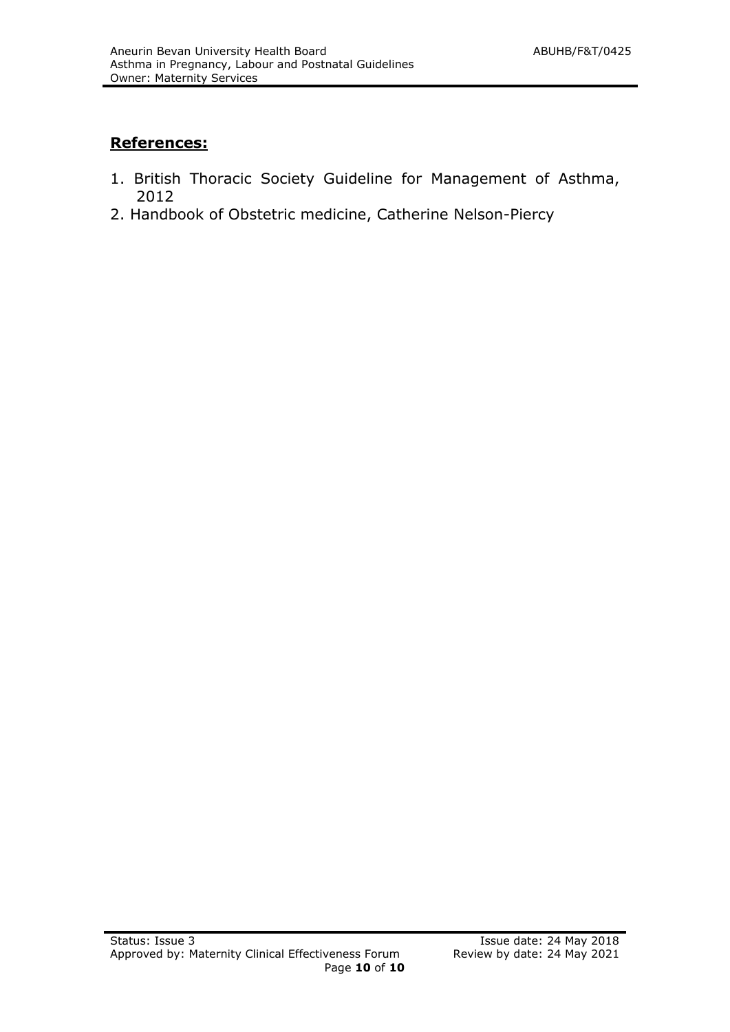## **References:**

1. British Thoracic Society Guideline for Management of Asthma, 2012
2. Handbook of Obstetric medicine, Catherine Nelson-Piercy